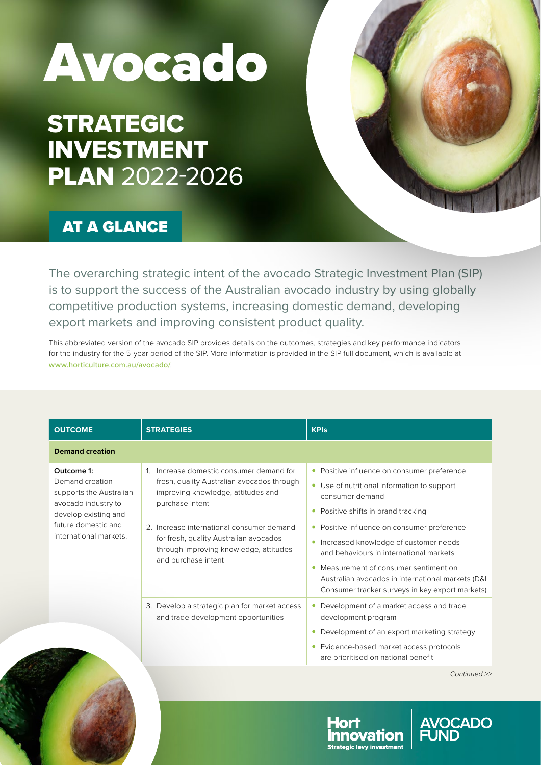# Avocado

## STRATEGIC INVESTMENT PLAN 2022-2026

### AT A GLANCE

The overarching strategic intent of the avocado Strategic Investment Plan (SIP) is to support the success of the Australian avocado industry by using globally competitive production systems, increasing domestic demand, developing export markets and improving consistent product quality.

This abbreviated version of the avocado SIP provides details on the outcomes, strategies and key performance indicators for the industry for the 5-year period of the SIP. More information is provided in the SIP full document, which is available at www.horticulture.com.au/avocado/.

| OUTCOME | STRATEGIES | KPIs |
|---|---|---|
| **Demand creation** | | |
| **Outcome 1:** Demand creation supports the Australian avocado industry to develop existing and future domestic and international markets. | 1. Increase domestic consumer demand for fresh, quality Australian avocados through improving knowledge, attitudes and purchase intent | • Positive influence on consumer preference<br>• Use of nutritional information to support consumer demand<br>• Positive shifts in brand tracking |
| | 2. Increase international consumer demand for fresh, quality Australian avocados through improving knowledge, attitudes and purchase intent | • Positive influence on consumer preference<br>• Increased knowledge of customer needs and behaviours in international markets<br>• Measurement of consumer sentiment on Australian avocados in international markets (D&I Consumer tracker surveys in key export markets) |
| | 3. Develop a strategic plan for market access and trade development opportunities | • Development of a market access and trade development program<br>• Development of an export marketing strategy<br>• Evidence-based market access protocols are prioritised on national benefit |

*Continued >>*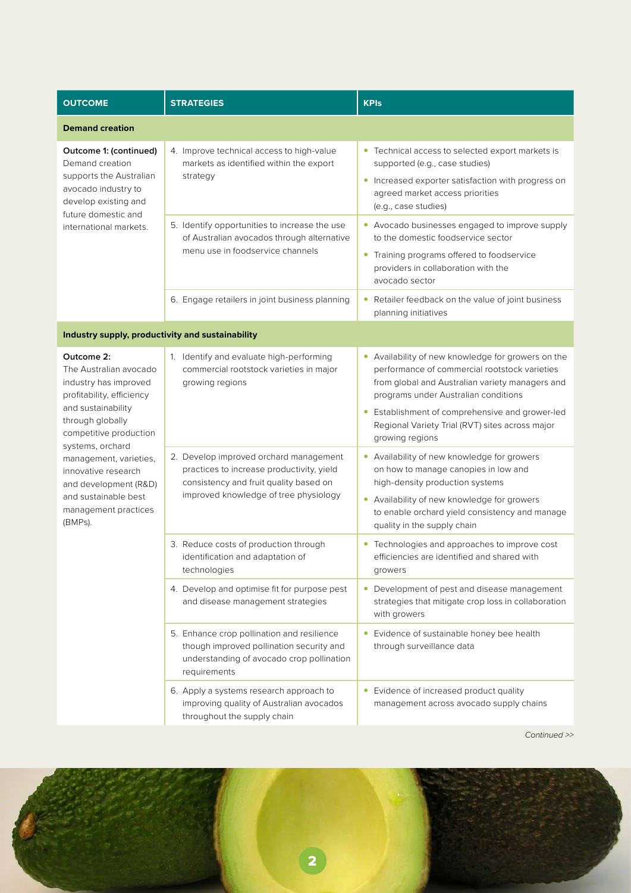| OUTCOME | STRATEGIES | KPIs |
|---|---|---|
| **Demand creation** | | |
| **Outcome 1: (continued)** Demand creation supports the Australian avocado industry to develop existing and future domestic and international markets. | 4. Improve technical access to high-value markets as identified within the export strategy | • Technical access to selected export markets is supported (e.g., case studies)<br>• Increased exporter satisfaction with progress on agreed market access priorities (e.g., case studies) |
| | 5. Identify opportunities to increase the use of Australian avocados through alternative menu use in foodservice channels | • Avocado businesses engaged to improve supply to the domestic foodservice sector<br>• Training programs offered to foodservice providers in collaboration with the avocado sector |
| | 6. Engage retailers in joint business planning | • Retailer feedback on the value of joint business planning initiatives |
| **Industry supply, productivity and sustainability** | | |
| **Outcome 2:** The Australian avocado industry has improved profitability, efficiency and sustainability through globally competitive production systems, orchard management, varieties, innovative research and development (R&D) and sustainable best management practices (BMPs). | 1. Identify and evaluate high-performing commercial rootstock varieties in major growing regions | • Availability of new knowledge for growers on the performance of commercial rootstock varieties from global and Australian variety managers and programs under Australian conditions<br>• Establishment of comprehensive and grower-led Regional Variety Trial (RVT) sites across major growing regions |
| | 2. Develop improved orchard management practices to increase productivity, yield consistency and fruit quality based on improved knowledge of tree physiology | • Availability of new knowledge for growers on how to manage canopies in low and high-density production systems<br>• Availability of new knowledge for growers to enable orchard yield consistency and manage quality in the supply chain |
| | 3. Reduce costs of production through identification and adaptation of technologies | • Technologies and approaches to improve cost efficiencies are identified and shared with growers |
| | 4. Develop and optimise fit for purpose pest and disease management strategies | • Development of pest and disease management strategies that mitigate crop loss in collaboration with growers |
| | 5. Enhance crop pollination and resilience though improved pollination security and understanding of avocado crop pollination requirements | • Evidence of sustainable honey bee health through surveillance data |
| | 6. Apply a systems research approach to improving quality of Australian avocados throughout the supply chain | • Evidence of increased product quality management across avocado supply chains |

*Continued >>*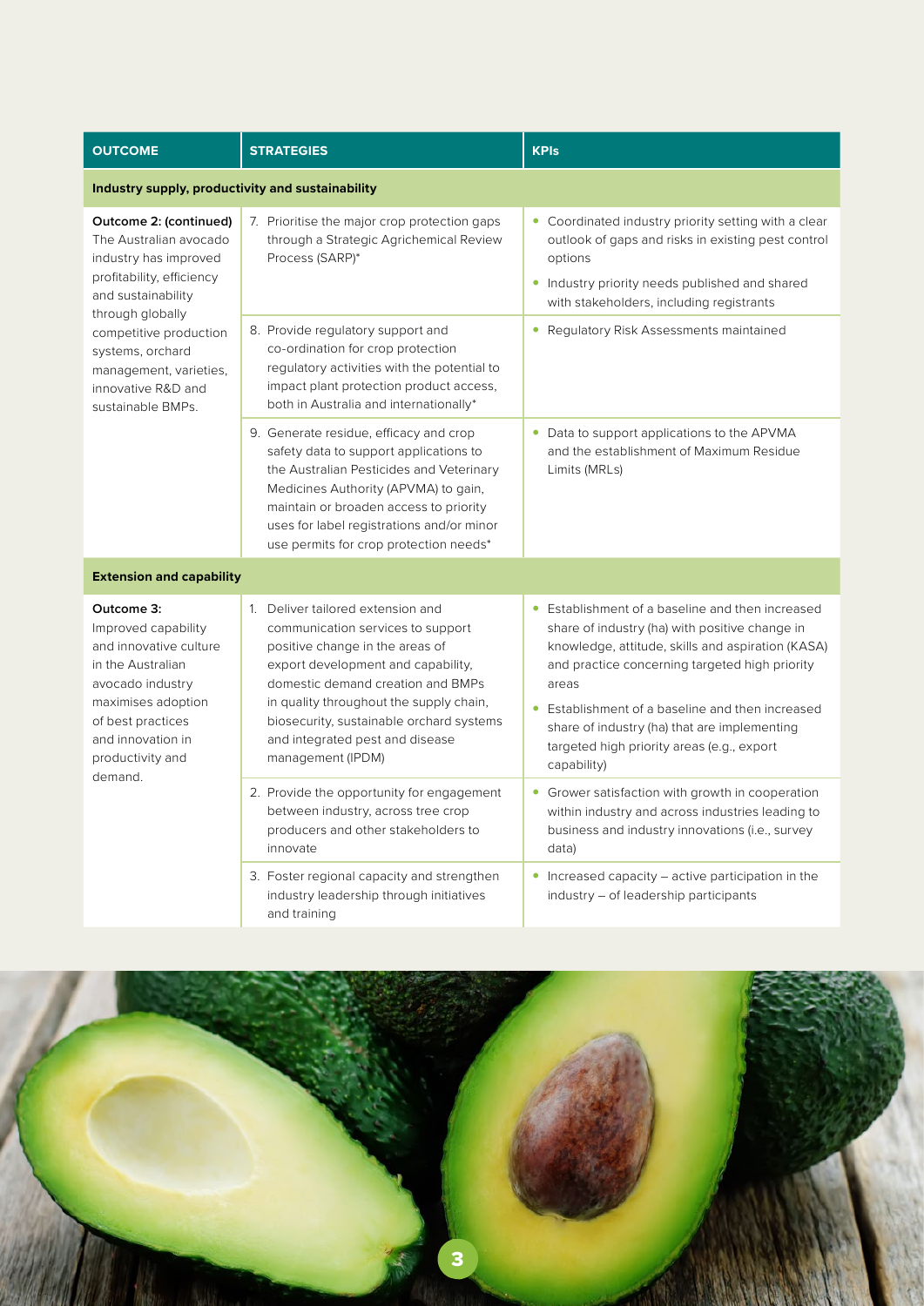| OUTCOME | STRATEGIES | KPIs |
|---|---|---|
| **Industry supply, productivity and sustainability** | | |
| **Outcome 2: (continued)** The Australian avocado industry has improved profitability, efficiency and sustainability through globally competitive production systems, orchard management, varieties, innovative R&D and sustainable BMPs. | 7. Prioritise the major crop protection gaps through a Strategic Agrichemical Review Process (SARP)* | • Coordinated industry priority setting with a clear outlook of gaps and risks in existing pest control options<br>• Industry priority needs published and shared with stakeholders, including registrants |
| | 8. Provide regulatory support and co-ordination for crop protection regulatory activities with the potential to impact plant protection product access, both in Australia and internationally* | • Regulatory Risk Assessments maintained |
| | 9. Generate residue, efficacy and crop safety data to support applications to the Australian Pesticides and Veterinary Medicines Authority (APVMA) to gain, maintain or broaden access to priority uses for label registrations and/or minor use permits for crop protection needs* | • Data to support applications to the APVMA and the establishment of Maximum Residue Limits (MRLs) |
| **Extension and capability** | | |
| **Outcome 3:** Improved capability and innovative culture in the Australian avocado industry maximises adoption of best practices and innovation in productivity and demand. | 1. Deliver tailored extension and communication services to support positive change in the areas of export development and capability, domestic demand creation and BMPs in quality throughout the supply chain, biosecurity, sustainable orchard systems and integrated pest and disease management (IPDM) | • Establishment of a baseline and then increased share of industry (ha) with positive change in knowledge, attitude, skills and aspiration (KASA) and practice concerning targeted high priority areas<br>• Establishment of a baseline and then increased share of industry (ha) that are implementing targeted high priority areas (e.g., export capability) |
| | 2. Provide the opportunity for engagement between industry, across tree crop producers and other stakeholders to innovate | • Grower satisfaction with growth in cooperation within industry and across industries leading to business and industry innovations (i.e., survey data) |
| | 3. Foster regional capacity and strengthen industry leadership through initiatives and training | • Increased capacity – active participation in the industry – of leadership participants |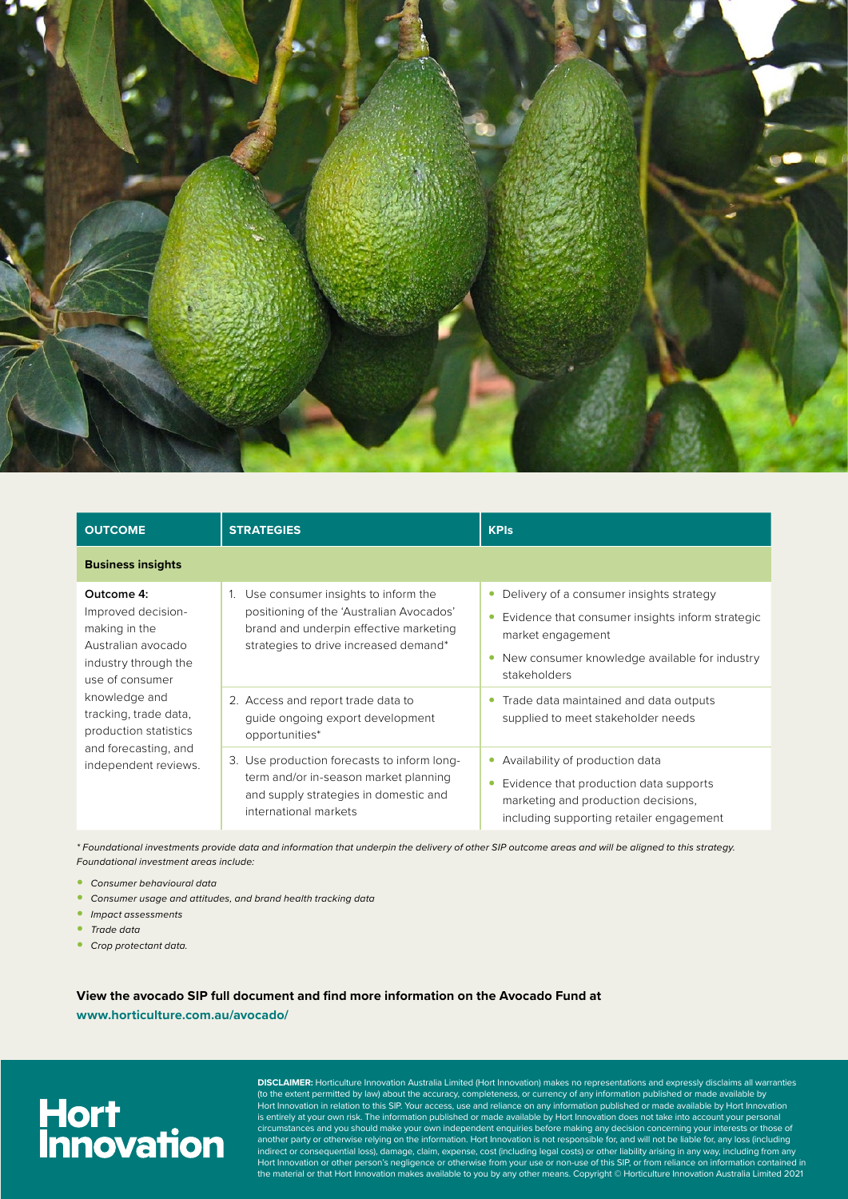| OUTCOME | STRATEGIES | KPIs |
|---|---|---|
| **Business insights** | | |
| **Outcome 4:** Improved decision-making in the Australian avocado industry through the use of consumer knowledge and tracking, trade data, production statistics and forecasting, and independent reviews. | 1. Use consumer insights to inform the positioning of the 'Australian Avocados' brand and underpin effective marketing strategies to drive increased demand* | • Delivery of a consumer insights strategy<br>• Evidence that consumer insights inform strategic market engagement<br>• New consumer knowledge available for industry stakeholders |
| | 2. Access and report trade data to guide ongoing export development opportunities* | • Trade data maintained and data outputs supplied to meet stakeholder needs |
| | 3. Use production forecasts to inform long-term and/or in-season market planning and supply strategies in domestic and international markets | • Availability of production data<br>• Evidence that production data supports marketing and production decisions, including supporting retailer engagement |

*\* Foundational investments provide data and information that underpin the delivery of other SIP outcome areas and will be aligned to this strategy. Foundational investment areas include:*

- *Consumer behavioural data*
- *Consumer usage and attitudes, and brand health tracking data*
- *Impact assessments*
- *Trade data*
- *Crop protectant data.*

**View the avocado SIP full document and find more information on the Avocado Fund at**
**www.horticulture.com.au/avocado/**

Hort Innovation

**DISCLAIMER:** Horticulture Innovation Australia Limited (Hort Innovation) makes no representations and expressly disclaims all warranties (to the extent permitted by law) about the accuracy, completeness, or currency of any information published or made available by Hort Innovation in relation to this SIP. Your access, use and reliance on any information published or made available by Hort Innovation is entirely at your own risk. The information published or made available by Hort Innovation does not take into account your personal circumstances and you should make your own independent enquiries before making any decision concerning your interests or those of another party or otherwise relying on the information. Hort Innovation is not responsible for, and will not be liable for, any loss (including indirect or consequential loss), damage, claim, expense, cost (including legal costs) or other liability arising in any way, including from any Hort Innovation or other person's negligence or otherwise from your use or non-use of this SIP, or from reliance on information contained in the material or that Hort Innovation makes available to you by any other means. Copyright © Horticulture Innovation Australia Limited 2021